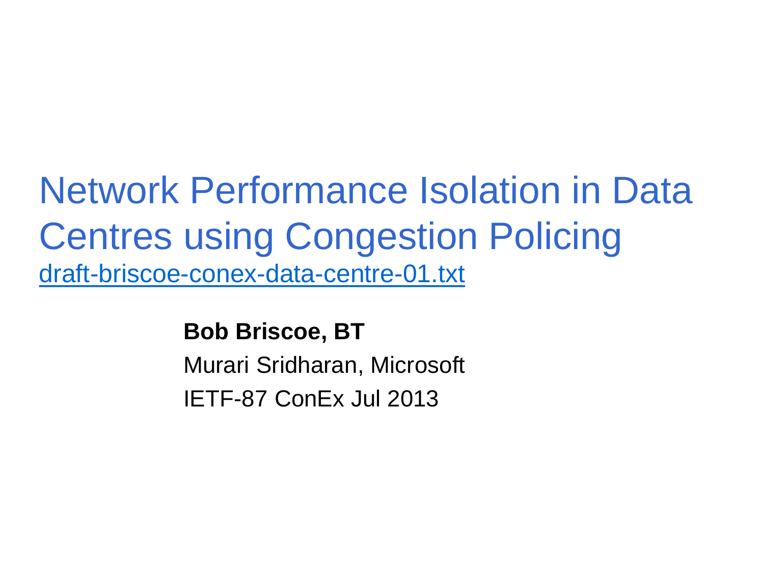# Network Performance Isolation in Data Centres using Congestion Policing

draft-briscoe-conex-data-centre-01.txt

**Bob Briscoe, BT**

Murari Sridharan, Microsoft

IETF-87 ConEx Jul 2013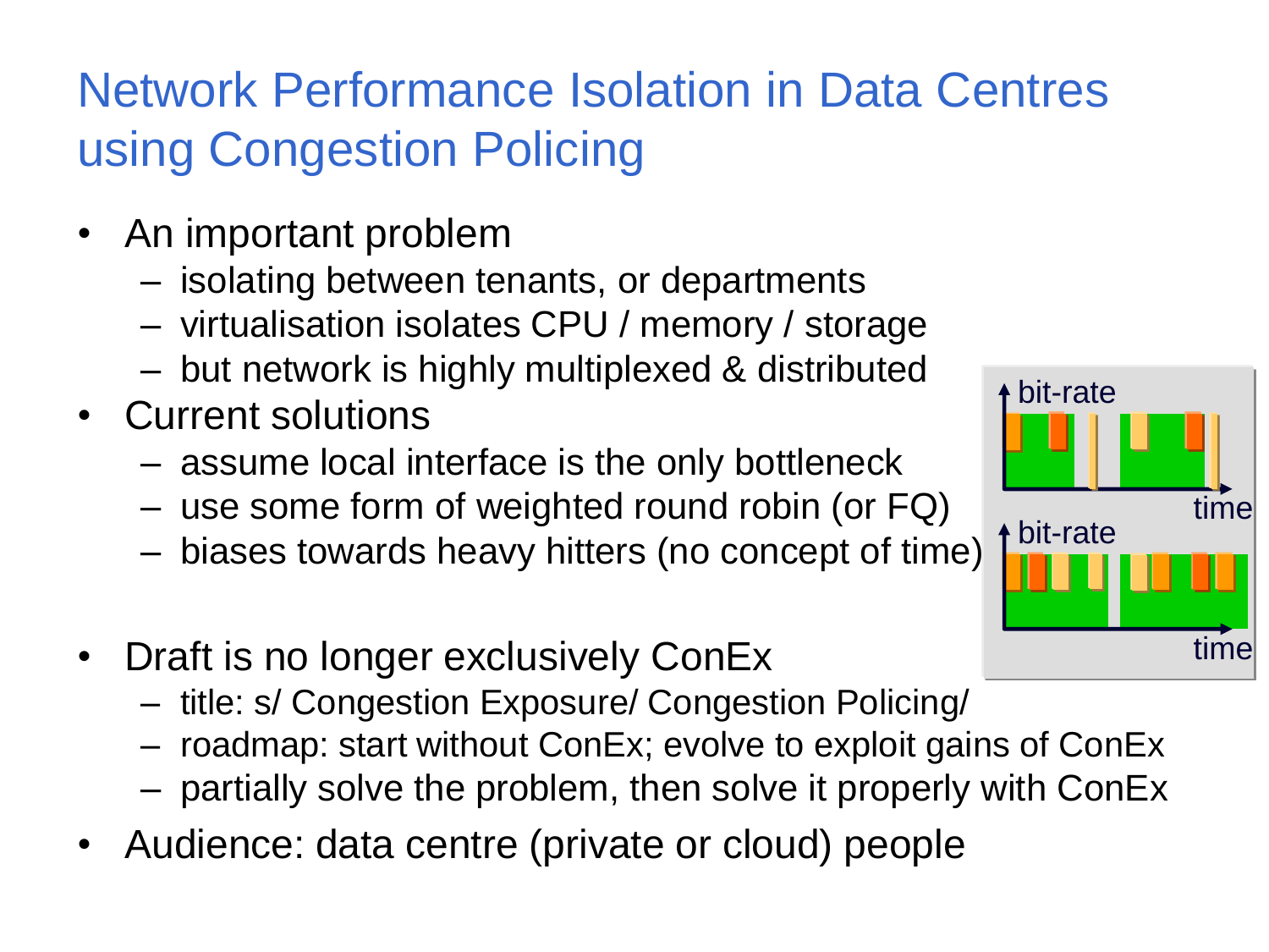# Network Performance Isolation in Data Centres using Congestion Policing

- An important problem
  - isolating between tenants, or departments
  - virtualisation isolates CPU / memory / storage
  - but network is highly multiplexed & distributed
- Current solutions
  - assume local interface is the only bottleneck
  - use some form of weighted round robin (or FQ)
  - biases towards heavy hitters (no concept of time)
- Draft is no longer exclusively ConEx
  - title: s/ Congestion Exposure/ Congestion Policing/
  - roadmap: start without ConEx; evolve to exploit gains of ConEx
  - partially solve the problem, then solve it properly with ConEx
- Audience: data centre (private or cloud) people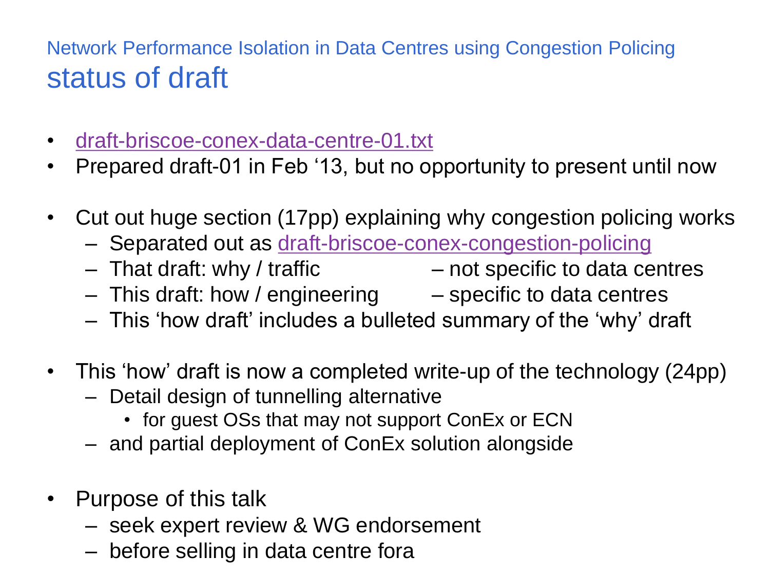Network Performance Isolation in Data Centres using Congestion Policing

# status of draft

- draft-briscoe-conex-data-centre-01.txt
- Prepared draft-01 in Feb '13, but no opportunity to present until now

- Cut out huge section (17pp) explaining why congestion policing works
  - Separated out as draft-briscoe-conex-congestion-policing
  - That draft: why / traffic – not specific to data centres
  - This draft: how / engineering – specific to data centres
  - This 'how draft' includes a bulleted summary of the 'why' draft

- This 'how' draft is now a completed write-up of the technology (24pp)
  - Detail design of tunnelling alternative
    - for guest OSs that may not support ConEx or ECN
  - and partial deployment of ConEx solution alongside

- Purpose of this talk
  - seek expert review & WG endorsement
  - before selling in data centre fora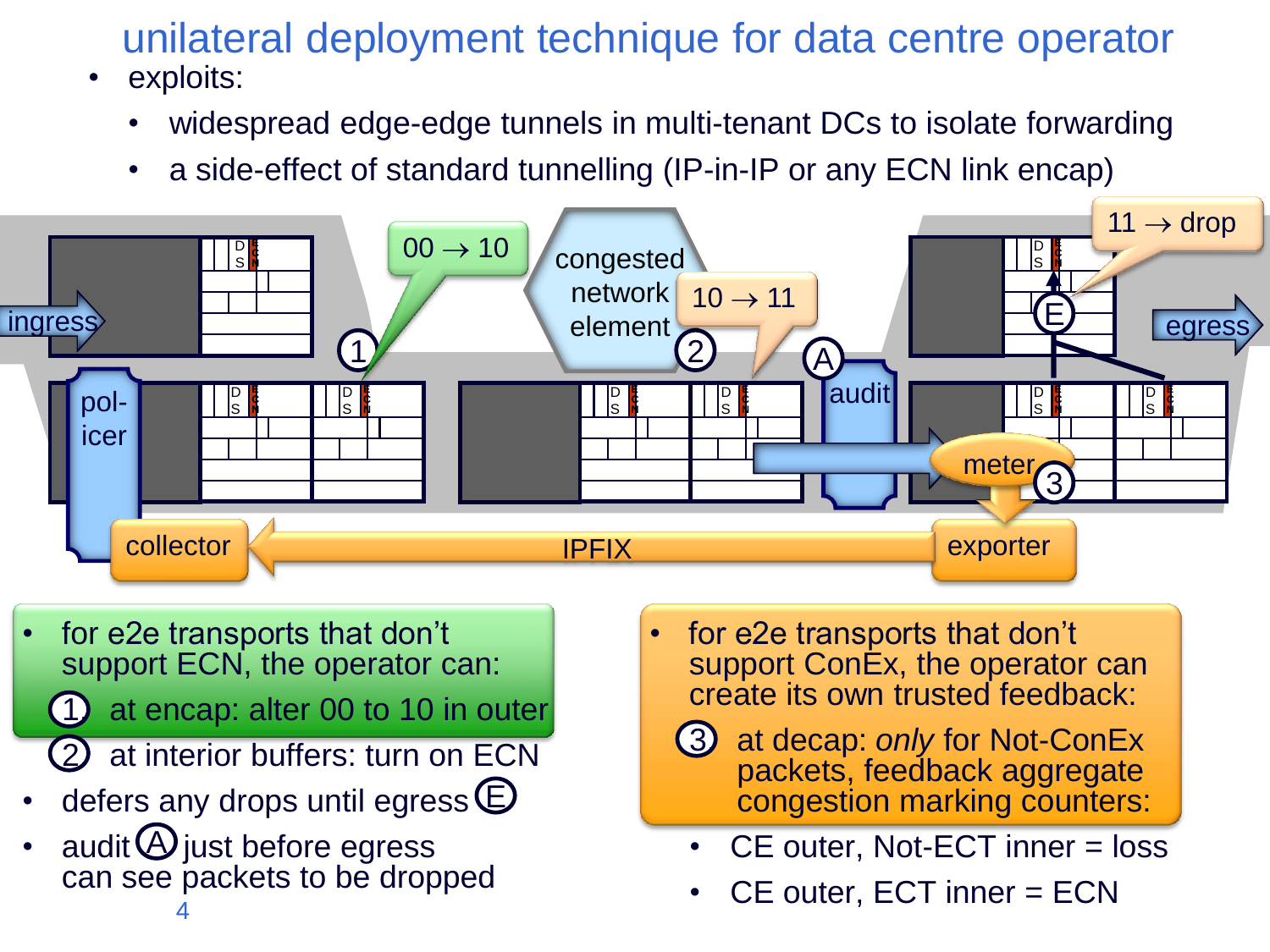# unilateral deployment technique for data centre operator

- exploits:
  - widespread edge-edge tunnels in multi-tenant DCs to isolate forwarding
  - a side-effect of standard tunnelling (IP-in-IP or any ECN link encap)

ingress · pol-icer · collector · 00 → 10 · (1) · congested network element · 10 → 11 · (2) · (A) audit · meter · (3) · exporter · IPFIX · 11 → drop · (E) · egress

- for e2e transports that don't support ECN, the operator can:
  1. at encap: alter 00 to 10 in outer
  2. at interior buffers: turn on ECN
- defers any drops until egress (E)
- audit (A) just before egress can see packets to be dropped

- for e2e transports that don't support ConEx, the operator can create its own trusted feedback:
  3. at decap: *only* for Not-ConEx packets, feedback aggregate congestion marking counters:
     - CE outer, Not-ECT inner = loss
     - CE outer, ECT inner = ECN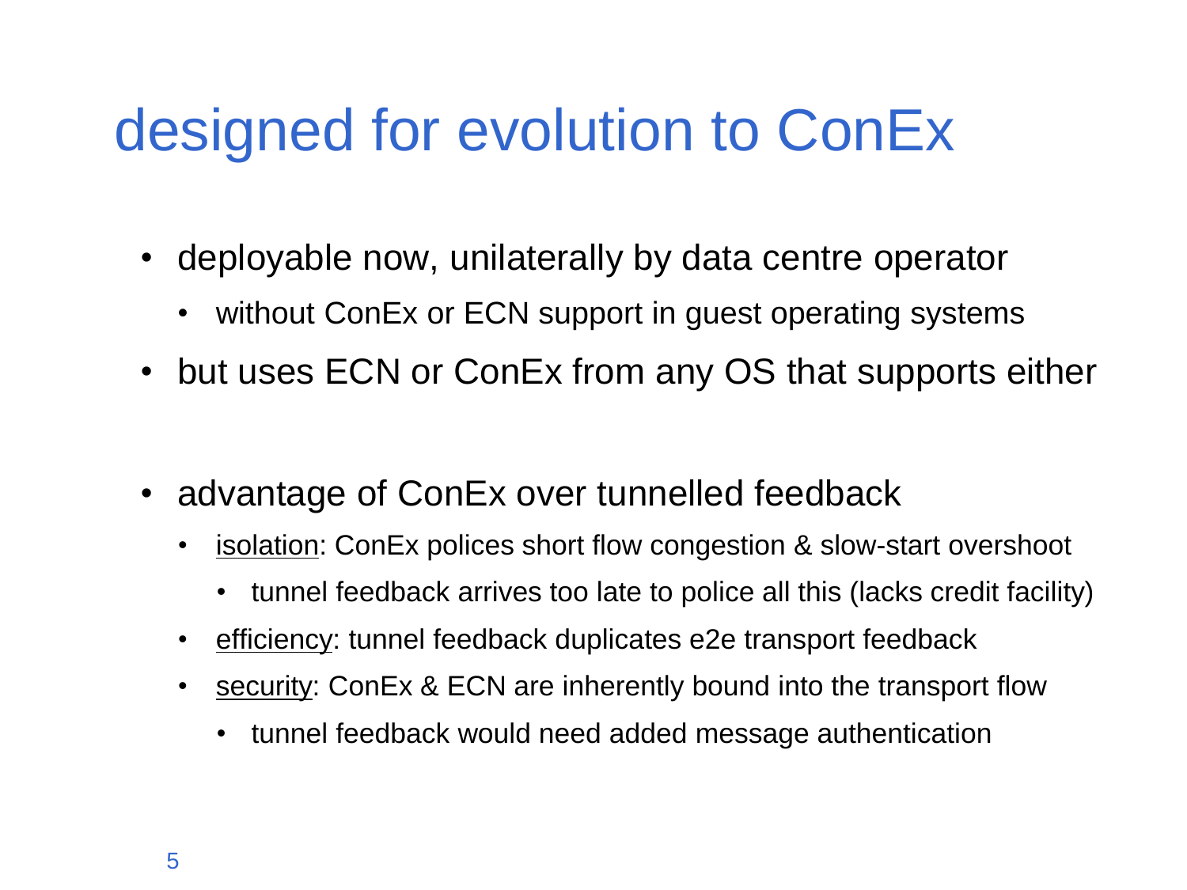# designed for evolution to ConEx

- deployable now, unilaterally by data centre operator
  - without ConEx or ECN support in guest operating systems
- but uses ECN or ConEx from any OS that supports either

- advantage of ConEx over tunnelled feedback
  - <u>isolation</u>: ConEx polices short flow congestion & slow-start overshoot
    - tunnel feedback arrives too late to police all this (lacks credit facility)
  - <u>efficiency</u>: tunnel feedback duplicates e2e transport feedback
  - <u>security</u>: ConEx & ECN are inherently bound into the transport flow
    - tunnel feedback would need added message authentication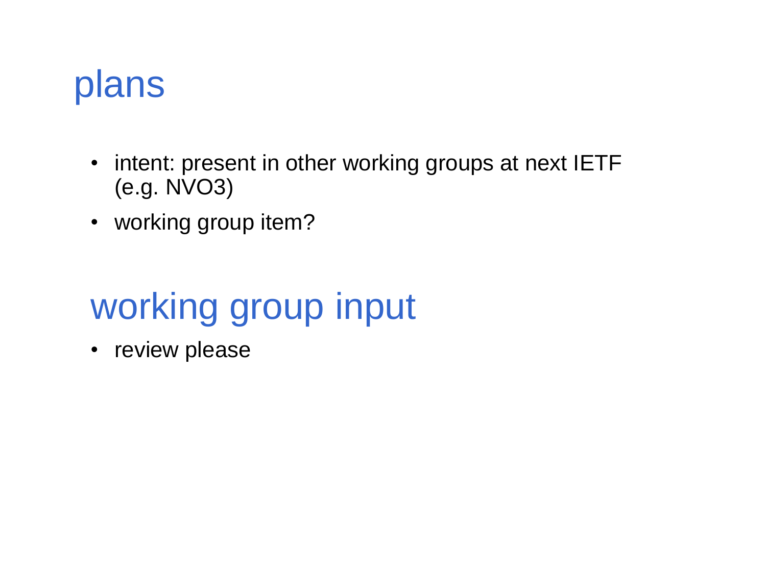# plans

- intent: present in other working groups at next IETF (e.g. NVO3)
- working group item?

# working group input

- review please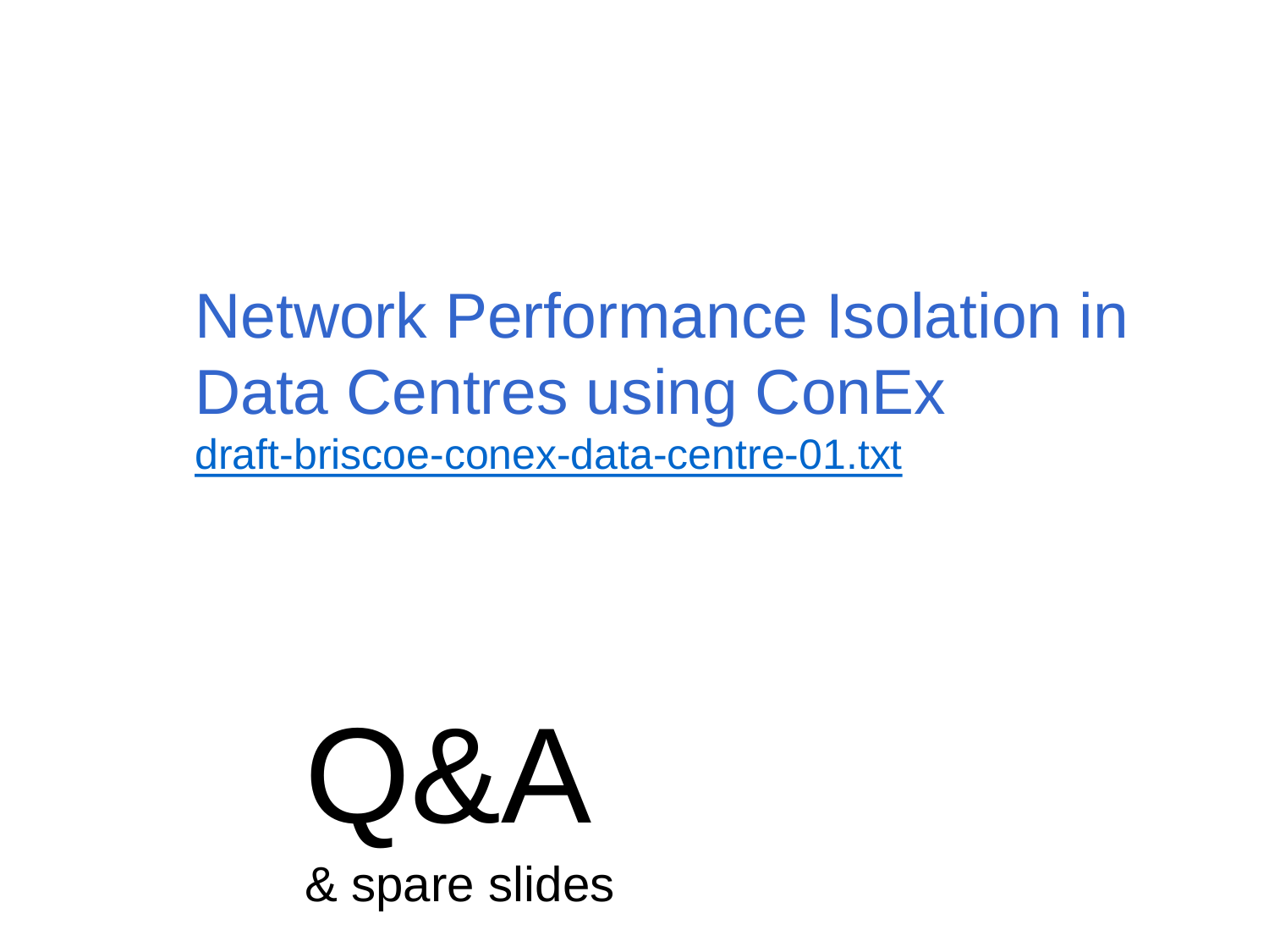# Network Performance Isolation in Data Centres using ConEx

draft-briscoe-conex-data-centre-01.txt

# Q&A

& spare slides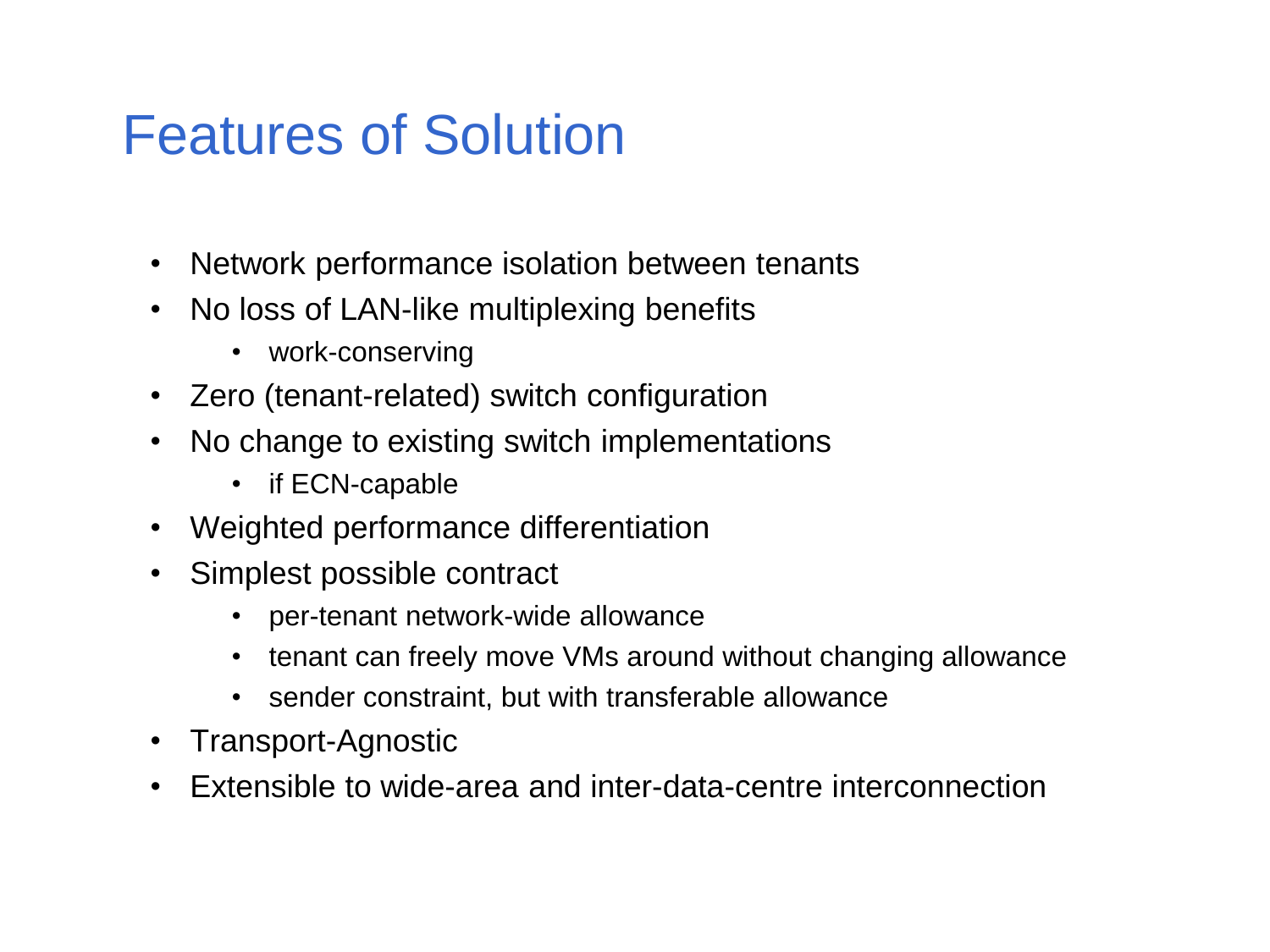# Features of Solution

- Network performance isolation between tenants
- No loss of LAN-like multiplexing benefits
  - work-conserving
- Zero (tenant-related) switch configuration
- No change to existing switch implementations
  - if ECN-capable
- Weighted performance differentiation
- Simplest possible contract
  - per-tenant network-wide allowance
  - tenant can freely move VMs around without changing allowance
  - sender constraint, but with transferable allowance
- Transport-Agnostic
- Extensible to wide-area and inter-data-centre interconnection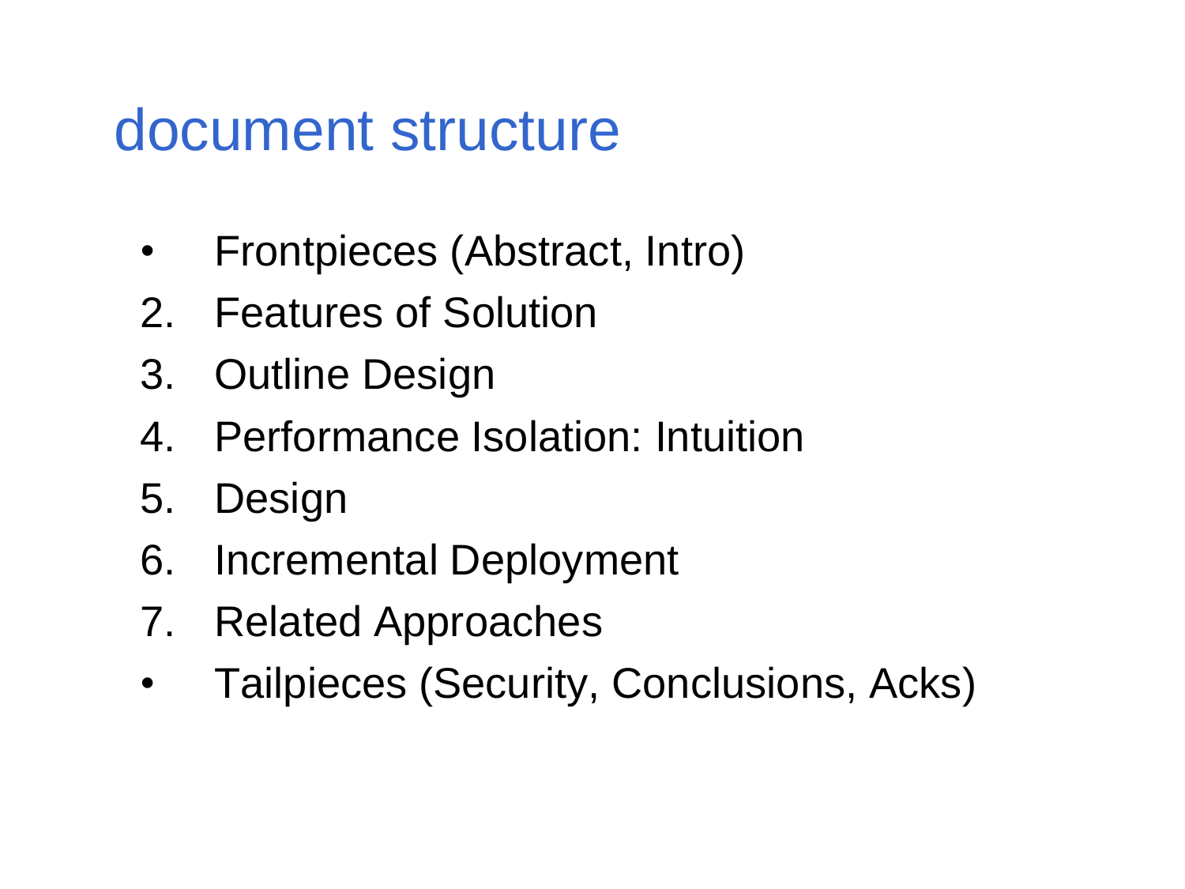# document structure

- Frontpieces (Abstract, Intro)
2. Features of Solution
3. Outline Design
4. Performance Isolation: Intuition
5. Design
6. Incremental Deployment
7. Related Approaches
- Tailpieces (Security, Conclusions, Acks)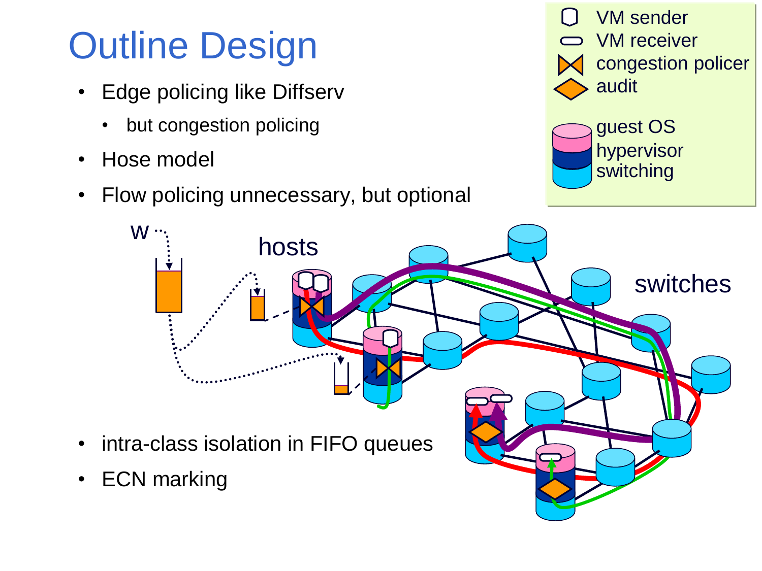# Outline Design

- Edge policing like Diffserv
  - but congestion policing
- Hose model
- Flow policing unnecessary, but optional

VM sender
VM receiver
congestion policer
audit

guest OS
hypervisor
switching

w

hosts

switches

- intra-class isolation in FIFO queues
- ECN marking